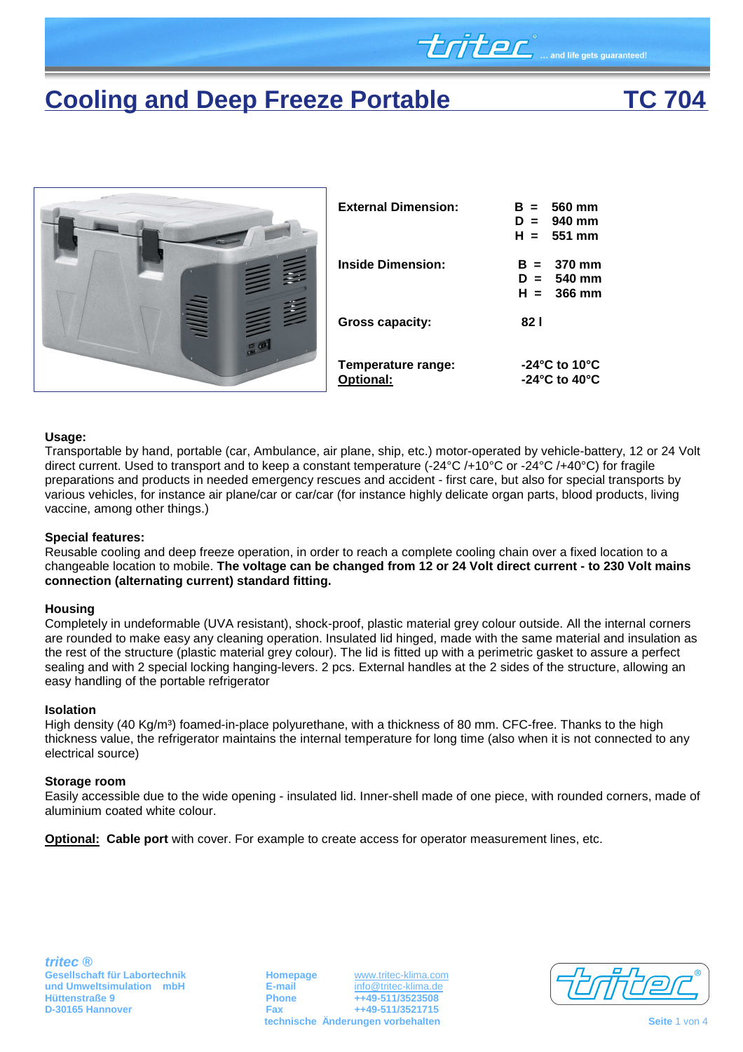# Cooling and Deep Freeze Portable TC 704

| | | |
|---|---|---|
| **External Dimension:** | **B =** | **560 mm** |
| | **D =** | **940 mm** |
| | **H =** | **551 mm** |
| **Inside Dimension:** | **B =** | **370 mm** |
| | **D =** | **540 mm** |
| | **H =** | **366 mm** |
| **Gross capacity:** | **82 l** | |
| **Temperature range:** | **-24°C to 10°C** | |
| **Optional:** | **-24°C to 40°C** | |

**Usage:**
Transportable by hand, portable (car, Ambulance, air plane, ship, etc.) motor-operated by vehicle-battery, 12 or 24 Volt direct current. Used to transport and to keep a constant temperature (-24°C /+10°C or -24°C /+40°C) for fragile preparations and products in needed emergency rescues and accident - first care, but also for special transports by various vehicles, for instance air plane/car or car/car (for instance highly delicate organ parts, blood products, living vaccine, among other things.)

**Special features:**
Reusable cooling and deep freeze operation, in order to reach a complete cooling chain over a fixed location to a changeable location to mobile. **The voltage can be changed from 12 or 24 Volt direct current - to 230 Volt mains connection (alternating current) standard fitting.**

**Housing**
Completely in undeformable (UVA resistant), shock-proof, plastic material grey colour outside. All the internal corners are rounded to make easy any cleaning operation. Insulated lid hinged, made with the same material and insulation as the rest of the structure (plastic material grey colour). The lid is fitted up with a perimetric gasket to assure a perfect sealing and with 2 special locking hanging-levers. 2 pcs. External handles at the 2 sides of the structure, allowing an easy handling of the portable refrigerator

**Isolation**
High density (40 Kg/m³) foamed-in-place polyurethane, with a thickness of 80 mm. CFC-free. Thanks to the high thickness value, the refrigerator maintains the internal temperature for long time (also when it is not connected to any electrical source)

**Storage room**
Easily accessible due to the wide opening - insulated lid. Inner-shell made of one piece, with rounded corners, made of aluminium coated white colour.

**Optional:** **Cable port** with cover. For example to create access for operator measurement lines, etc.

*tritec ®*
**Gesellschaft für Labortechnik und Umweltsimulation mbH**
**Hüttenstraße 9**
**D-30165 Hannover**

**Homepage** www.tritec-klima.com
**E-mail** info@tritec-klima.de
**Phone** ++49-511/3523508
**Fax** ++49-511/3521715
**technische Änderungen vorbehalten**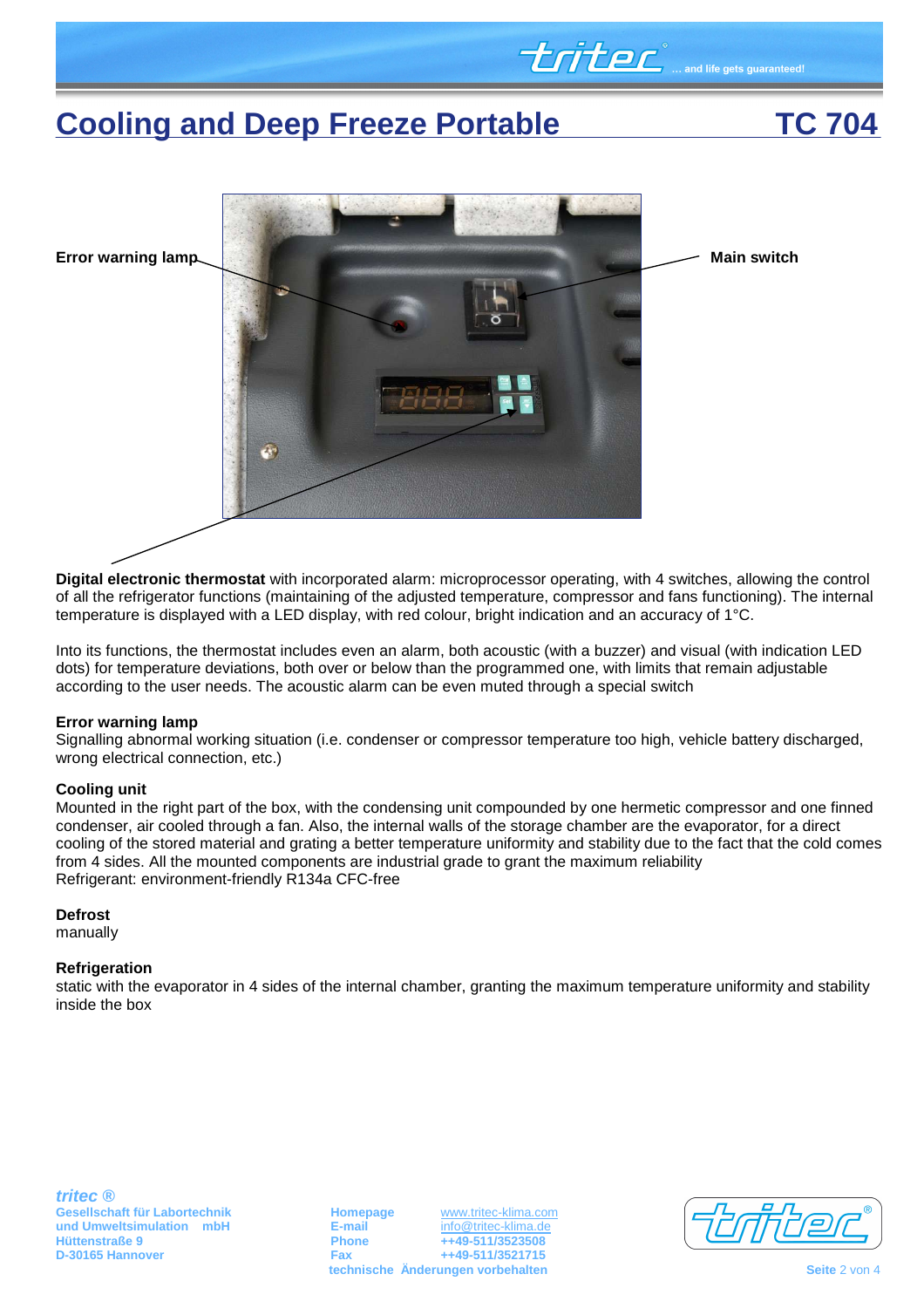# Cooling and Deep Freeze Portable TC 704

Error warning lamp

Main switch

**Digital electronic thermostat** with incorporated alarm: microprocessor operating, with 4 switches, allowing the control of all the refrigerator functions (maintaining of the adjusted temperature, compressor and fans functioning). The internal temperature is displayed with a LED display, with red colour, bright indication and an accuracy of 1°C.

Into its functions, the thermostat includes even an alarm, both acoustic (with a buzzer) and visual (with indication LED dots) for temperature deviations, both over or below than the programmed one, with limits that remain adjustable according to the user needs. The acoustic alarm can be even muted through a special switch

**Error warning lamp**
Signalling abnormal working situation (i.e. condenser or compressor temperature too high, vehicle battery discharged, wrong electrical connection, etc.)

**Cooling unit**
Mounted in the right part of the box, with the condensing unit compounded by one hermetic compressor and one finned condenser, air cooled through a fan. Also, the internal walls of the storage chamber are the evaporator, for a direct cooling of the stored material and grating a better temperature uniformity and stability due to the fact that the cold comes from 4 sides. All the mounted components are industrial grade to grant the maximum reliability
Refrigerant: environment-friendly R134a CFC-free

**Defrost**
manually

**Refrigeration**
static with the evaporator in 4 sides of the internal chamber, granting the maximum temperature uniformity and stability inside the box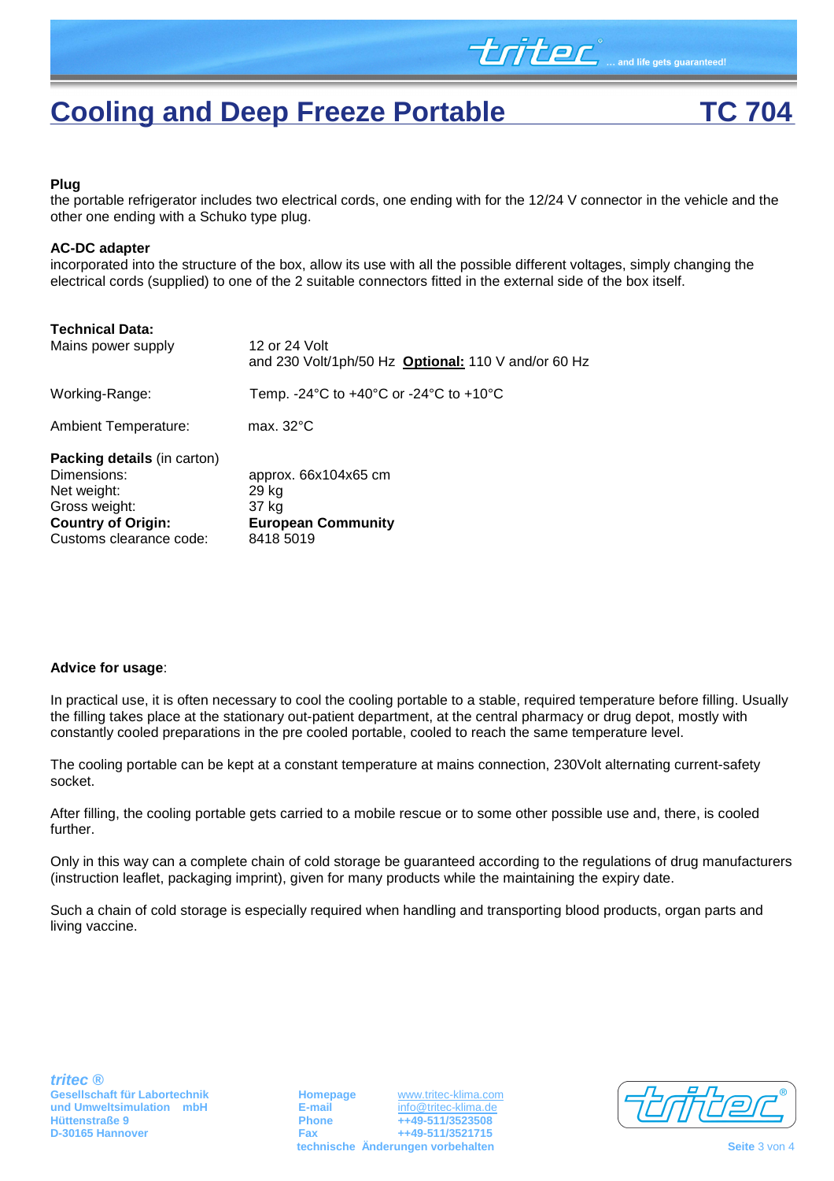# Cooling and Deep Freeze Portable TC 704

**Plug**
the portable refrigerator includes two electrical cords, one ending with for the 12/24 V connector in the vehicle and the other one ending with a Schuko type plug.

**AC-DC adapter**
incorporated into the structure of the box, allow its use with all the possible different voltages, simply changing the electrical cords (supplied) to one of the 2 suitable connectors fitted in the external side of the box itself.

**Technical Data:**

| | |
|---|---|
| Mains power supply | 12 or 24 Volt<br>and 230 Volt/1ph/50 Hz **Optional:** 110 V and/or 60 Hz |
| Working-Range: | Temp. -24°C to +40°C or -24°C to +10°C |
| Ambient Temperature: | max. 32°C |

**Packing details** (in carton)

| | |
|---|---|
| Dimensions: | approx. 66x104x65 cm |
| Net weight: | 29 kg |
| Gross weight: | 37 kg |
| **Country of Origin:** | **European Community** |
| Customs clearance code: | 8418 5019 |

**Advice for usage**:

In practical use, it is often necessary to cool the cooling portable to a stable, required temperature before filling. Usually the filling takes place at the stationary out-patient department, at the central pharmacy or drug depot, mostly with constantly cooled preparations in the pre cooled portable, cooled to reach the same temperature level.

The cooling portable can be kept at a constant temperature at mains connection, 230Volt alternating current-safety socket.

After filling, the cooling portable gets carried to a mobile rescue or to some other possible use and, there, is cooled further.

Only in this way can a complete chain of cold storage be guaranteed according to the regulations of drug manufacturers (instruction leaflet, packaging imprint), given for many products while the maintaining the expiry date.

Such a chain of cold storage is especially required when handling and transporting blood products, organ parts and living vaccine.

*tritec ®*
**Gesellschaft für Labortechnik und Umweltsimulation mbH**
**Hüttenstraße 9**
**D-30165 Hannover**

**Homepage** www.tritec-klima.com
**E-mail** info@tritec-klima.de
**Phone** ++49-511/3523508
**Fax** ++49-511/3521715
**technische Änderungen vorbehalten**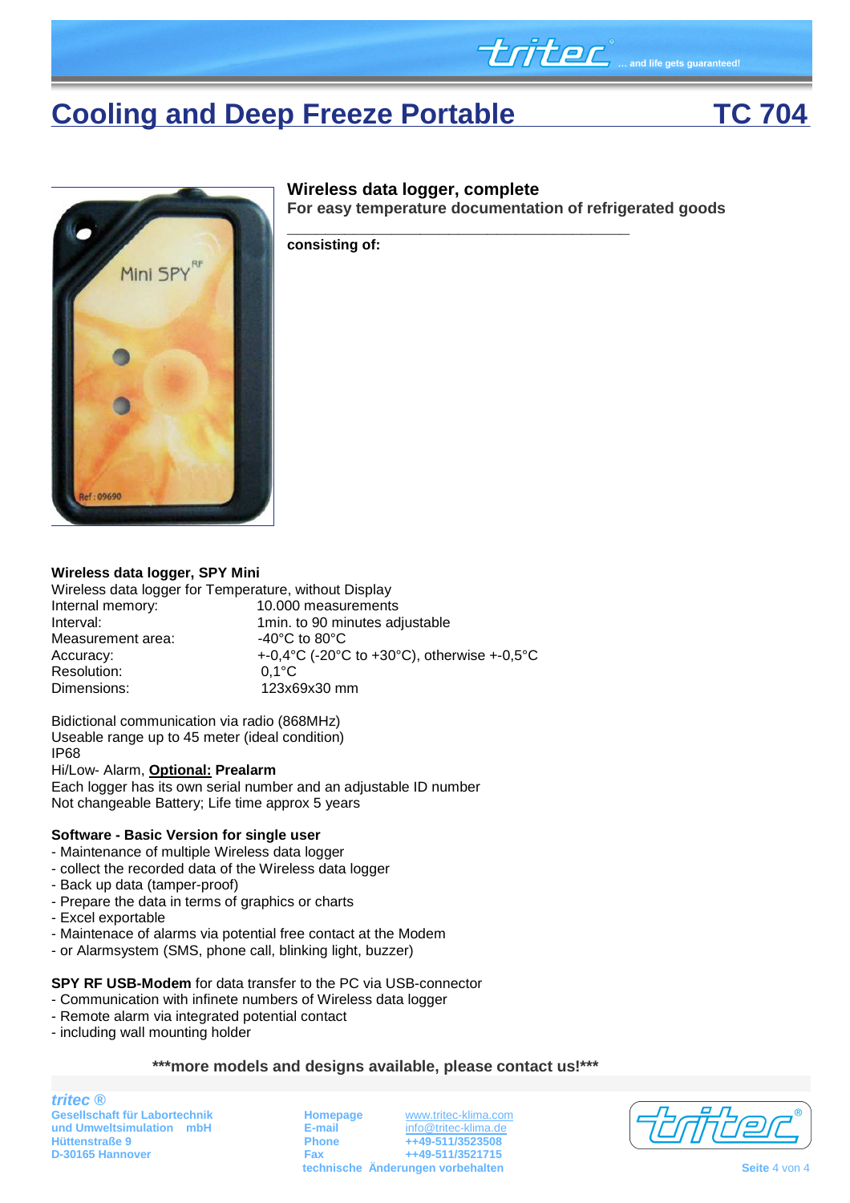# Cooling and Deep Freeze Portable TC 704

**Wireless data logger, complete**

**For easy temperature documentation of refrigerated goods**

**consisting of:**

**Wireless data logger, SPY Mini**

Wireless data logger for Temperature, without Display

| | |
|---|---|
| Internal memory: | 10.000 measurements |
| Interval: | 1min. to 90 minutes adjustable |
| Measurement area: | -40°C to 80°C |
| Accuracy: | +-0,4°C (-20°C to +30°C), otherwise +-0,5°C |
| Resolution: | 0,1°C |
| Dimensions: | 123x69x30 mm |

Bidictional communication via radio (868MHz)
Useable range up to 45 meter (ideal condition)
IP68
Hi/Low- Alarm, **Optional: Prealarm**
Each logger has its own serial number and an adjustable ID number
Not changeable Battery; Life time approx 5 years

**Software - Basic Version for single user**

- Maintenance of multiple Wireless data logger
- collect the recorded data of the Wireless data logger
- Back up data (tamper-proof)
- Prepare the data in terms of graphics or charts
- Excel exportable
- Maintenace of alarms via potential free contact at the Modem
- or Alarmsystem (SMS, phone call, blinking light, buzzer)

**SPY RF USB-Modem** for data transfer to the PC via USB-connector

- Communication with infinete numbers of Wireless data logger
- Remote alarm via integrated potential contact
- including wall mounting holder

**\*\*\*more models and designs available, please contact us!\*\*\***

**tritec ®**
**Gesellschaft für Labortechnik und Umweltsimulation mbH**
**Hüttenstraße 9**
**D-30165 Hannover**

| | |
|---|---|
| Homepage | www.tritec-klima.com |
| E-mail | info@tritec-klima.de |
| Phone | ++49-511/3523508 |
| Fax | ++49-511/3521715 |

**technische Änderungen vorbehalten**